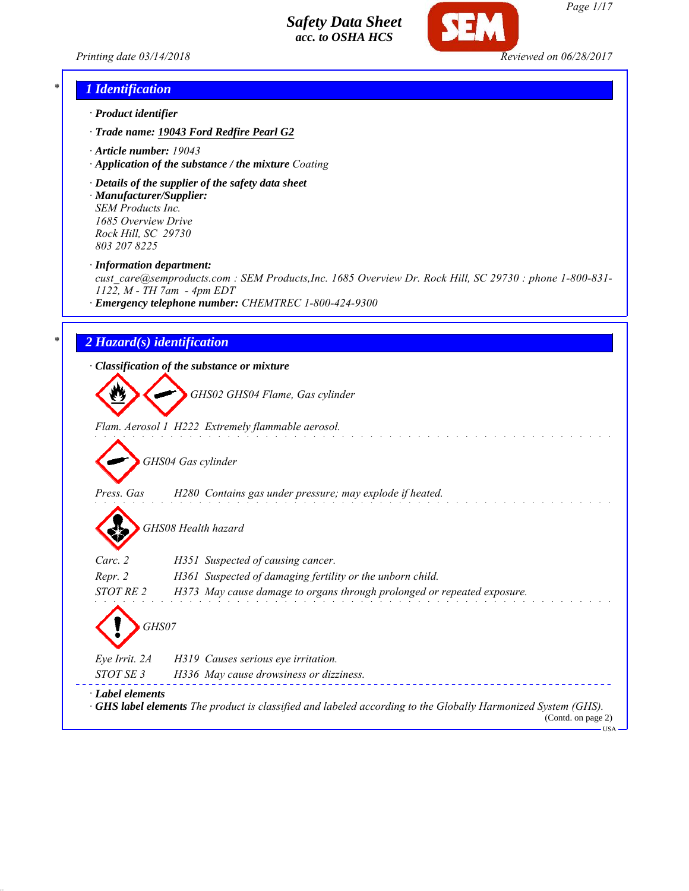# Safety Data Sheet
## acc. to OSHA HCS

Printing date 03/14/2018 Reviewed on 06/28/2017

## 1 Identification

· **Product identifier**

· **Trade name:** **19043 Ford Redfire Pearl G2**

· **Article number:** 19043

· **Application of the substance / the mixture** Coating

· **Details of the supplier of the safety data sheet**

· **Manufacturer/Supplier:**
SEM Products Inc.
1685 Overview Drive
Rock Hill, SC 29730
803 207 8225

· **Information department:**
cust_care@semproducts.com : SEM Products,Inc. 1685 Overview Dr. Rock Hill, SC 29730 : phone 1-800-831-1122, M - TH 7am - 4pm EDT

· **Emergency telephone number:** CHEMTREC 1-800-424-9300

## 2 Hazard(s) identification

· **Classification of the substance or mixture**

GHS02 GHS04 Flame, Gas cylinder

Flam. Aerosol 1 H222 Extremely flammable aerosol.

GHS04 Gas cylinder

Press. Gas H280 Contains gas under pressure; may explode if heated.

GHS08 Health hazard

Carc. 2 H351 Suspected of causing cancer.

Repr. 2 H361 Suspected of damaging fertility or the unborn child.

STOT RE 2 H373 May cause damage to organs through prolonged or repeated exposure.

GHS07

Eye Irrit. 2A H319 Causes serious eye irritation.

STOT SE 3 H336 May cause drowsiness or dizziness.

· **Label elements**

· **GHS label elements** The product is classified and labeled according to the Globally Harmonized System (GHS).

(Contd. on page 2)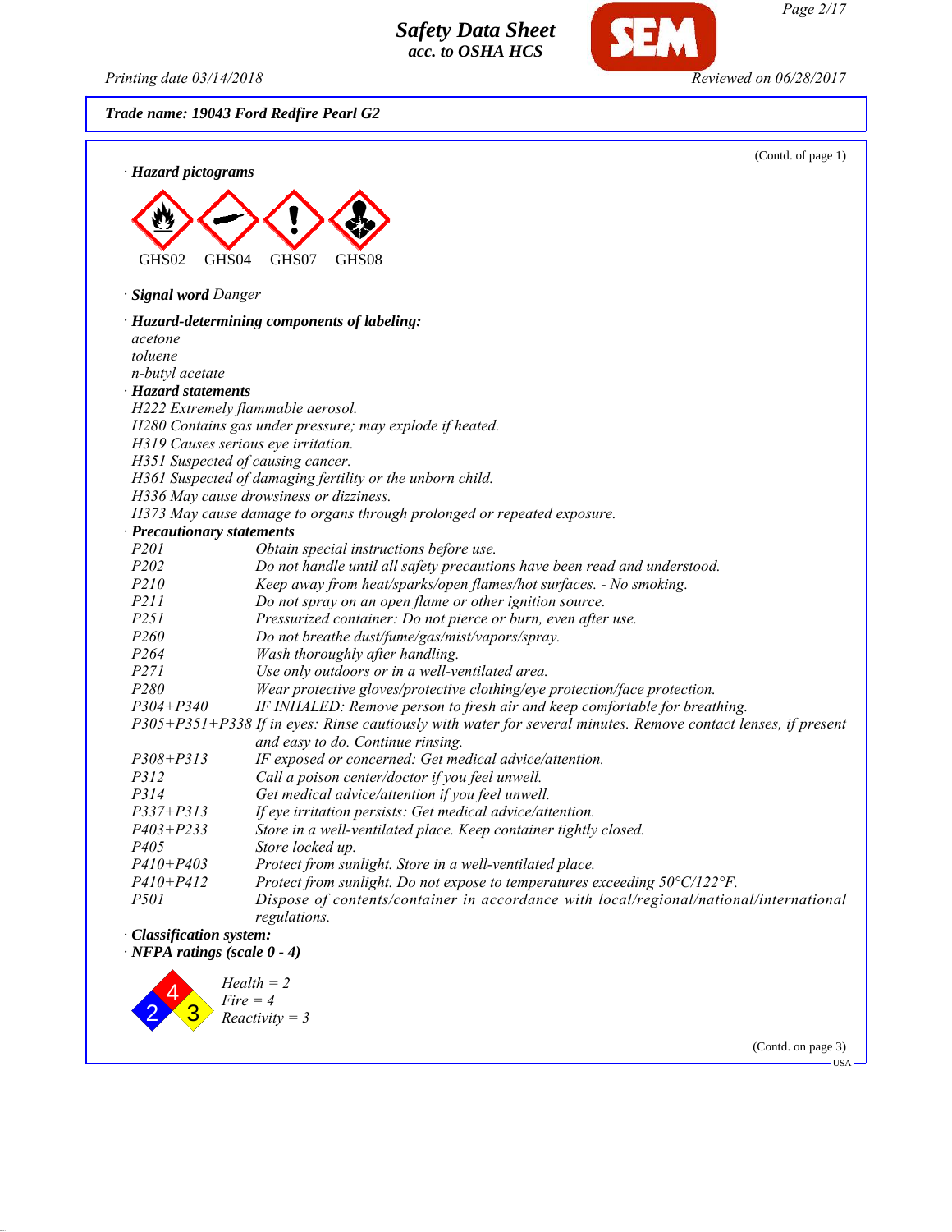**Trade name: 19043 Ford Redfire Pearl G2**

(Contd. of page 1)

· **Hazard pictograms**

GHS02 GHS04 GHS07 GHS08

· **Signal word** *Danger*

· **Hazard-determining components of labeling:**

*acetone*
*toluene*
*n-butyl acetate*

· **Hazard statements**

*H222 Extremely flammable aerosol.*
*H280 Contains gas under pressure; may explode if heated.*
*H319 Causes serious eye irritation.*
*H351 Suspected of causing cancer.*
*H361 Suspected of damaging fertility or the unborn child.*
*H336 May cause drowsiness or dizziness.*
*H373 May cause damage to organs through prolonged or repeated exposure.*

· **Precautionary statements**

| | |
|---|---|
| P201 | Obtain special instructions before use. |
| P202 | Do not handle until all safety precautions have been read and understood. |
| P210 | Keep away from heat/sparks/open flames/hot surfaces. - No smoking. |
| P211 | Do not spray on an open flame or other ignition source. |
| P251 | Pressurized container: Do not pierce or burn, even after use. |
| P260 | Do not breathe dust/fume/gas/mist/vapors/spray. |
| P264 | Wash thoroughly after handling. |
| P271 | Use only outdoors or in a well-ventilated area. |
| P280 | Wear protective gloves/protective clothing/eye protection/face protection. |
| P304+P340 | IF INHALED: Remove person to fresh air and keep comfortable for breathing. |
| P305+P351+P338 | If in eyes: Rinse cautiously with water for several minutes. Remove contact lenses, if present and easy to do. Continue rinsing. |
| P308+P313 | IF exposed or concerned: Get medical advice/attention. |
| P312 | Call a poison center/doctor if you feel unwell. |
| P314 | Get medical advice/attention if you feel unwell. |
| P337+P313 | If eye irritation persists: Get medical advice/attention. |
| P403+P233 | Store in a well-ventilated place. Keep container tightly closed. |
| P405 | Store locked up. |
| P410+P403 | Protect from sunlight. Store in a well-ventilated place. |
| P410+P412 | Protect from sunlight. Do not expose to temperatures exceeding 50°C/122°F. |
| P501 | Dispose of contents/container in accordance with local/regional/national/international regulations. |

· **Classification system:**

· **NFPA ratings (scale 0 - 4)**

*Health = 2*
*Fire = 4*
*Reactivity = 3*

(Contd. on page 3)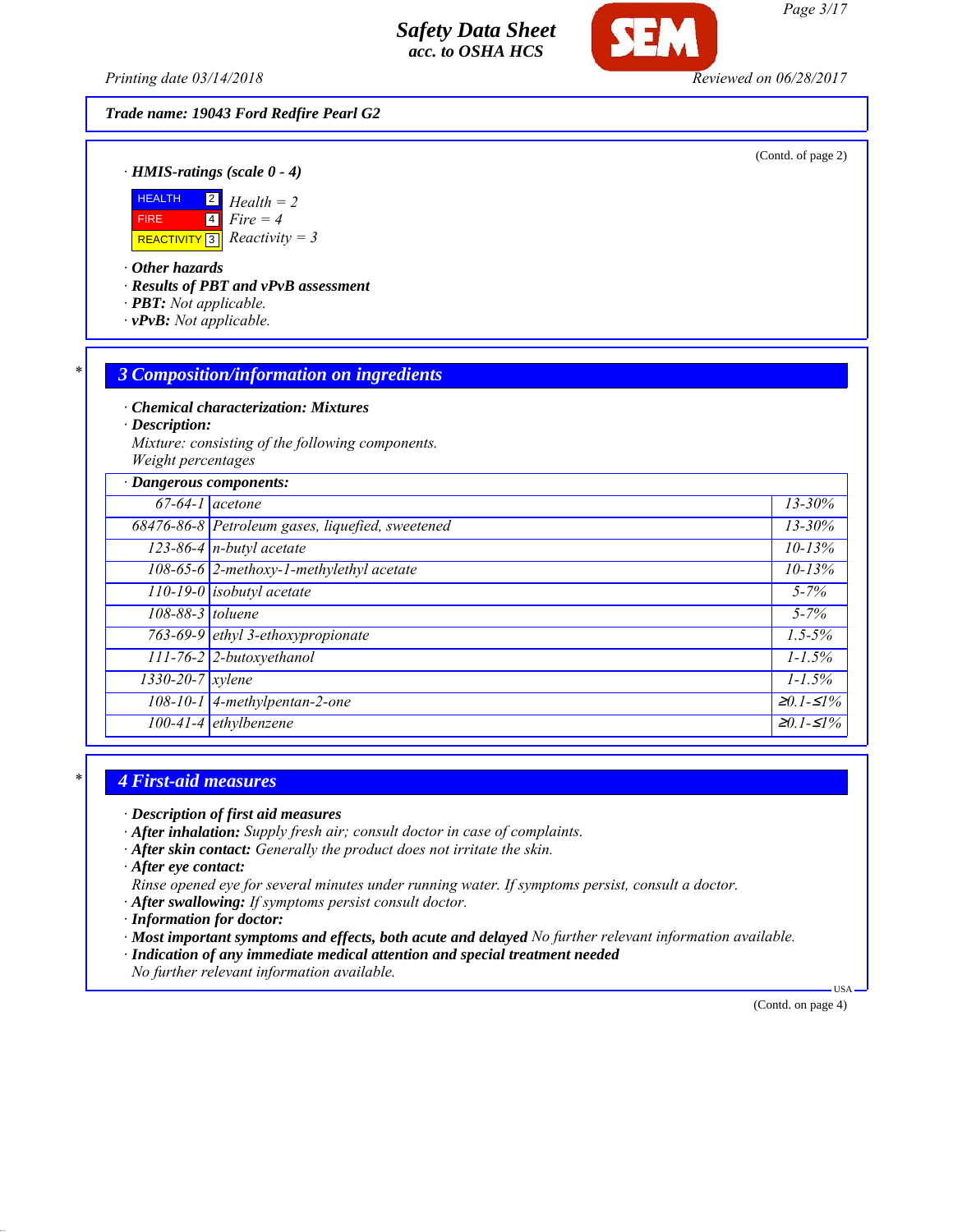**Trade name: 19043 Ford Redfire Pearl G2**

(Contd. of page 2)

· **HMIS-ratings (scale 0 - 4)**

| | | |
|---|---|---|
| HEALTH | 2 | Health = 2 |
| FIRE | 4 | Fire = 4 |
| REACTIVITY | 3 | Reactivity = 3 |

· **Other hazards**
· **Results of PBT and vPvB assessment**
· **PBT:** *Not applicable.*
· **vPvB:** *Not applicable.*

## 3 Composition/information on ingredients

· **Chemical characterization: Mixtures**
· **Description:**
*Mixture: consisting of the following components.*
*Weight percentages*

· **Dangerous components:**

| CAS | Component | % |
|---|---|---|
| 67-64-1 | acetone | 13-30% |
| 68476-86-8 | Petroleum gases, liquefied, sweetened | 13-30% |
| 123-86-4 | n-butyl acetate | 10-13% |
| 108-65-6 | 2-methoxy-1-methylethyl acetate | 10-13% |
| 110-19-0 | isobutyl acetate | 5-7% |
| 108-88-3 | toluene | 5-7% |
| 763-69-9 | ethyl 3-ethoxypropionate | 1.5-5% |
| 111-76-2 | 2-butoxyethanol | 1-1.5% |
| 1330-20-7 | xylene | 1-1.5% |
| 108-10-1 | 4-methylpentan-2-one | ≥0.1-≤1% |
| 100-41-4 | ethylbenzene | ≥0.1-≤1% |

## 4 First-aid measures

· **Description of first aid measures**
· **After inhalation:** *Supply fresh air; consult doctor in case of complaints.*
· **After skin contact:** *Generally the product does not irritate the skin.*
· **After eye contact:**
*Rinse opened eye for several minutes under running water. If symptoms persist, consult a doctor.*
· **After swallowing:** *If symptoms persist consult doctor.*
· **Information for doctor:**
· **Most important symptoms and effects, both acute and delayed** *No further relevant information available.*
· **Indication of any immediate medical attention and special treatment needed**
*No further relevant information available.*

(Contd. on page 4)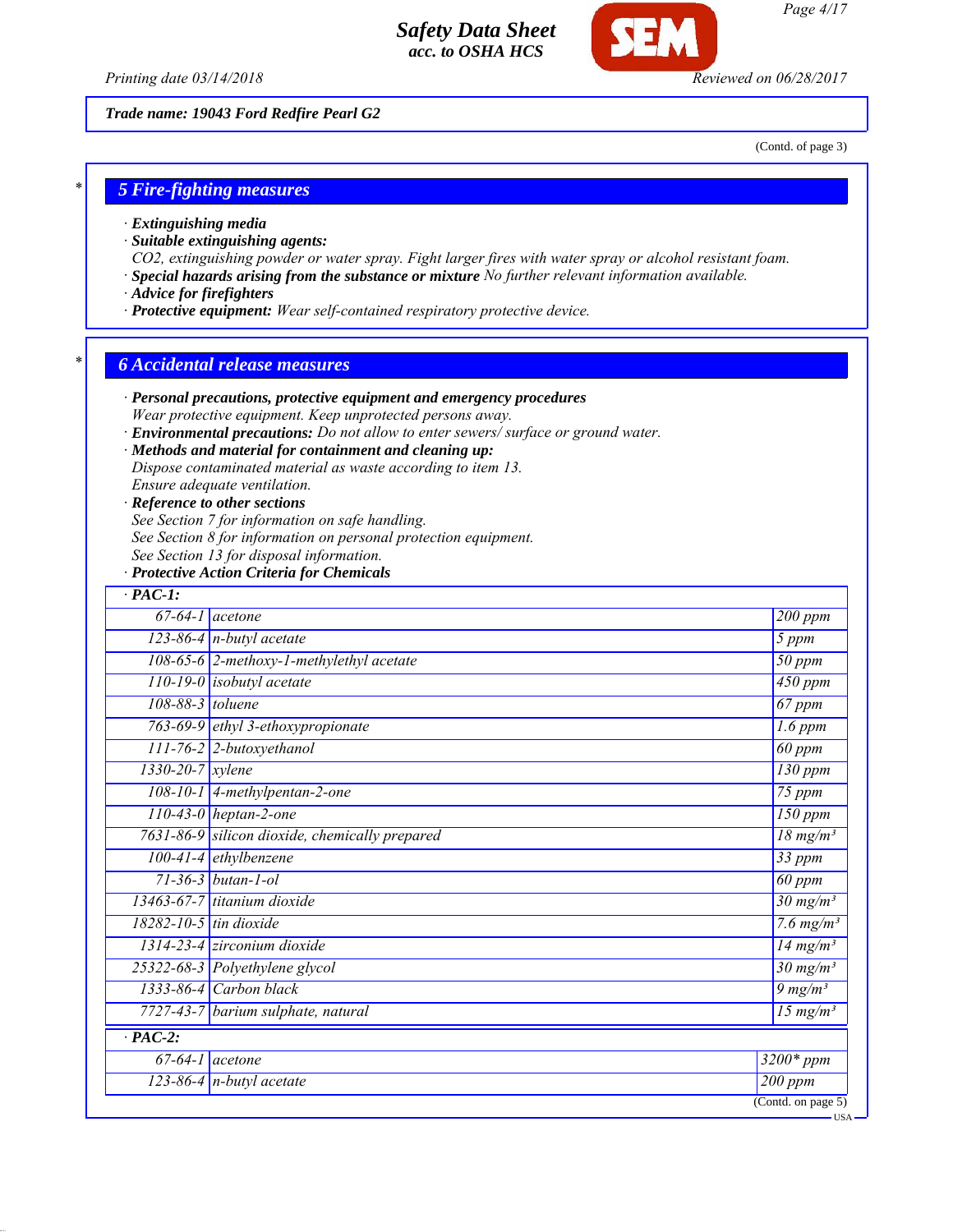Trade name: 19043 Ford Redfire Pearl G2

(Contd. of page 3)

## 5 Fire-fighting measures

· **Extinguishing media**
· **Suitable extinguishing agents:**
*CO2, extinguishing powder or water spray. Fight larger fires with water spray or alcohol resistant foam.*
· **Special hazards arising from the substance or mixture** *No further relevant information available.*
· **Advice for firefighters**
· **Protective equipment:** *Wear self-contained respiratory protective device.*

## 6 Accidental release measures

· **Personal precautions, protective equipment and emergency procedures**
*Wear protective equipment. Keep unprotected persons away.*
· **Environmental precautions:** *Do not allow to enter sewers/ surface or ground water.*
· **Methods and material for containment and cleaning up:**
*Dispose contaminated material as waste according to item 13.*
*Ensure adequate ventilation.*
· **Reference to other sections**
*See Section 7 for information on safe handling.*
*See Section 8 for information on personal protection equipment.*
*See Section 13 for disposal information.*
· **Protective Action Criteria for Chemicals**

| · PAC-1: | | |
|---|---|---|
| 67-64-1 | acetone | 200 ppm |
| 123-86-4 | n-butyl acetate | 5 ppm |
| 108-65-6 | 2-methoxy-1-methylethyl acetate | 50 ppm |
| 110-19-0 | isobutyl acetate | 450 ppm |
| 108-88-3 | toluene | 67 ppm |
| 763-69-9 | ethyl 3-ethoxypropionate | 1.6 ppm |
| 111-76-2 | 2-butoxyethanol | 60 ppm |
| 1330-20-7 | xylene | 130 ppm |
| 108-10-1 | 4-methylpentan-2-one | 75 ppm |
| 110-43-0 | heptan-2-one | 150 ppm |
| 7631-86-9 | silicon dioxide, chemically prepared | 18 mg/m³ |
| 100-41-4 | ethylbenzene | 33 ppm |
| 71-36-3 | butan-1-ol | 60 ppm |
| 13463-67-7 | titanium dioxide | 30 mg/m³ |
| 18282-10-5 | tin dioxide | 7.6 mg/m³ |
| 1314-23-4 | zirconium dioxide | 14 mg/m³ |
| 25322-68-3 | Polyethylene glycol | 30 mg/m³ |
| 1333-86-4 | Carbon black | 9 mg/m³ |
| 7727-43-7 | barium sulphate, natural | 15 mg/m³ |

| · PAC-2: | | |
|---|---|---|
| 67-64-1 | acetone | 3200* ppm |
| 123-86-4 | n-butyl acetate | 200 ppm |

(Contd. on page 5)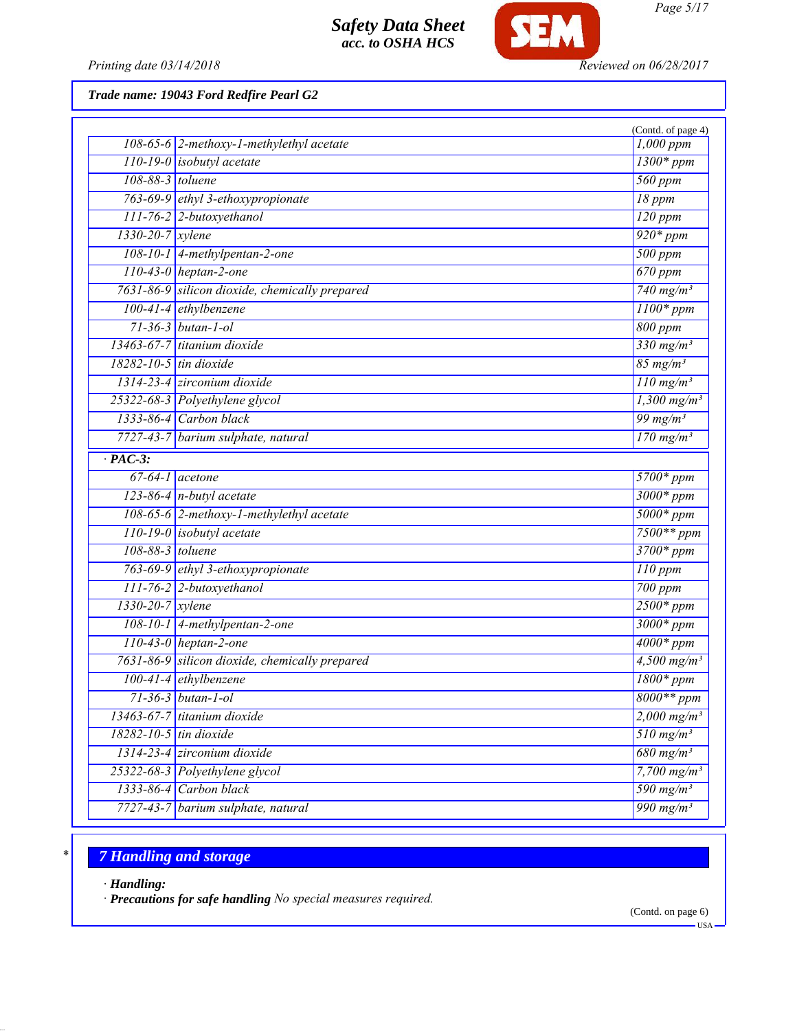**Trade name: 19043 Ford Redfire Pearl G2**

(Contd. of page 4)

| | | |
|---|---|---|
| 108-65-6 | 2-methoxy-1-methylethyl acetate | 1,000 ppm |
| 110-19-0 | isobutyl acetate | 1300* ppm |
| 108-88-3 | toluene | 560 ppm |
| 763-69-9 | ethyl 3-ethoxypropionate | 18 ppm |
| 111-76-2 | 2-butoxyethanol | 120 ppm |
| 1330-20-7 | xylene | 920* ppm |
| 108-10-1 | 4-methylpentan-2-one | 500 ppm |
| 110-43-0 | heptan-2-one | 670 ppm |
| 7631-86-9 | silicon dioxide, chemically prepared | 740 mg/m³ |
| 100-41-4 | ethylbenzene | 1100* ppm |
| 71-36-3 | butan-1-ol | 800 ppm |
| 13463-67-7 | titanium dioxide | 330 mg/m³ |
| 18282-10-5 | tin dioxide | 85 mg/m³ |
| 1314-23-4 | zirconium dioxide | 110 mg/m³ |
| 25322-68-3 | Polyethylene glycol | 1,300 mg/m³ |
| 1333-86-4 | Carbon black | 99 mg/m³ |
| 7727-43-7 | barium sulphate, natural | 170 mg/m³ |
| **· PAC-3:** | | |
| 67-64-1 | acetone | 5700* ppm |
| 123-86-4 | n-butyl acetate | 3000* ppm |
| 108-65-6 | 2-methoxy-1-methylethyl acetate | 5000* ppm |
| 110-19-0 | isobutyl acetate | 7500** ppm |
| 108-88-3 | toluene | 3700* ppm |
| 763-69-9 | ethyl 3-ethoxypropionate | 110 ppm |
| 111-76-2 | 2-butoxyethanol | 700 ppm |
| 1330-20-7 | xylene | 2500* ppm |
| 108-10-1 | 4-methylpentan-2-one | 3000* ppm |
| 110-43-0 | heptan-2-one | 4000* ppm |
| 7631-86-9 | silicon dioxide, chemically prepared | 4,500 mg/m³ |
| 100-41-4 | ethylbenzene | 1800* ppm |
| 71-36-3 | butan-1-ol | 8000** ppm |
| 13463-67-7 | titanium dioxide | 2,000 mg/m³ |
| 18282-10-5 | tin dioxide | 510 mg/m³ |
| 1314-23-4 | zirconium dioxide | 680 mg/m³ |
| 25322-68-3 | Polyethylene glycol | 7,700 mg/m³ |
| 1333-86-4 | Carbon black | 590 mg/m³ |
| 7727-43-7 | barium sulphate, natural | 990 mg/m³ |

## 7 Handling and storage

· **Handling:**

· **Precautions for safe handling** No special measures required.

(Contd. on page 6)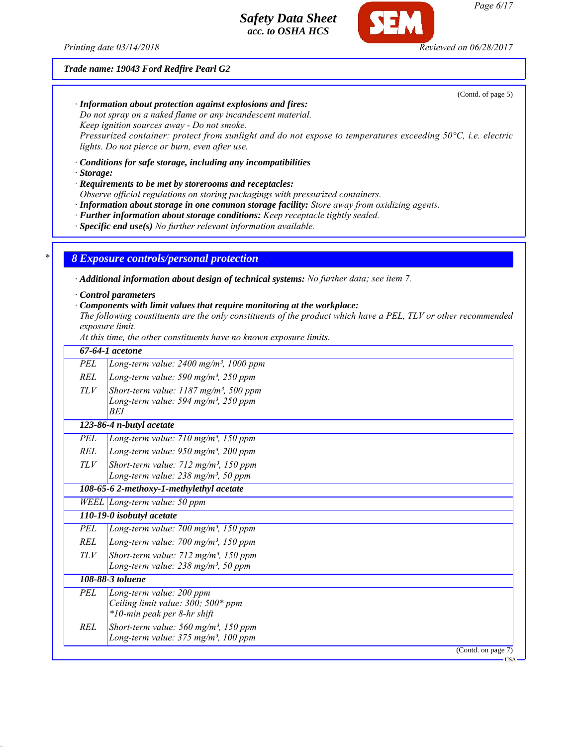**Trade name: 19043 Ford Redfire Pearl G2**

(Contd. of page 5)

· **Information about protection against explosions and fires:**
*Do not spray on a naked flame or any incandescent material.*
*Keep ignition sources away - Do not smoke.*
*Pressurized container: protect from sunlight and do not expose to temperatures exceeding 50°C, i.e. electric lights. Do not pierce or burn, even after use.*

· **Conditions for safe storage, including any incompatibilities**
· **Storage:**
· **Requirements to be met by storerooms and receptacles:**
*Observe official regulations on storing packagings with pressurized containers.*
· **Information about storage in one common storage facility:** *Store away from oxidizing agents.*
· **Further information about storage conditions:** *Keep receptacle tightly sealed.*
· **Specific end use(s)** *No further relevant information available.*

## 8 Exposure controls/personal protection

· **Additional information about design of technical systems:** *No further data; see item 7.*

· **Control parameters**
· **Components with limit values that require monitoring at the workplace:**
*The following constituents are the only constituents of the product which have a PEL, TLV or other recommended exposure limit.*
*At this time, the other constituents have no known exposure limits.*

| | |
|---|---|
| **67-64-1 acetone** | |
| PEL | Long-term value: 2400 mg/m³, 1000 ppm |
| REL | Long-term value: 590 mg/m³, 250 ppm |
| TLV | Short-term value: 1187 mg/m³, 500 ppm<br>Long-term value: 594 mg/m³, 250 ppm<br>BEI |
| **123-86-4 n-butyl acetate** | |
| PEL | Long-term value: 710 mg/m³, 150 ppm |
| REL | Long-term value: 950 mg/m³, 200 ppm |
| TLV | Short-term value: 712 mg/m³, 150 ppm<br>Long-term value: 238 mg/m³, 50 ppm |
| **108-65-6 2-methoxy-1-methylethyl acetate** | |
| WEEL | Long-term value: 50 ppm |
| **110-19-0 isobutyl acetate** | |
| PEL | Long-term value: 700 mg/m³, 150 ppm |
| REL | Long-term value: 700 mg/m³, 150 ppm |
| TLV | Short-term value: 712 mg/m³, 150 ppm<br>Long-term value: 238 mg/m³, 50 ppm |
| **108-88-3 toluene** | |
| PEL | Long-term value: 200 ppm<br>Ceiling limit value: 300; 500* ppm<br>*10-min peak per 8-hr shift |
| REL | Short-term value: 560 mg/m³, 150 ppm<br>Long-term value: 375 mg/m³, 100 ppm |

(Contd. on page 7)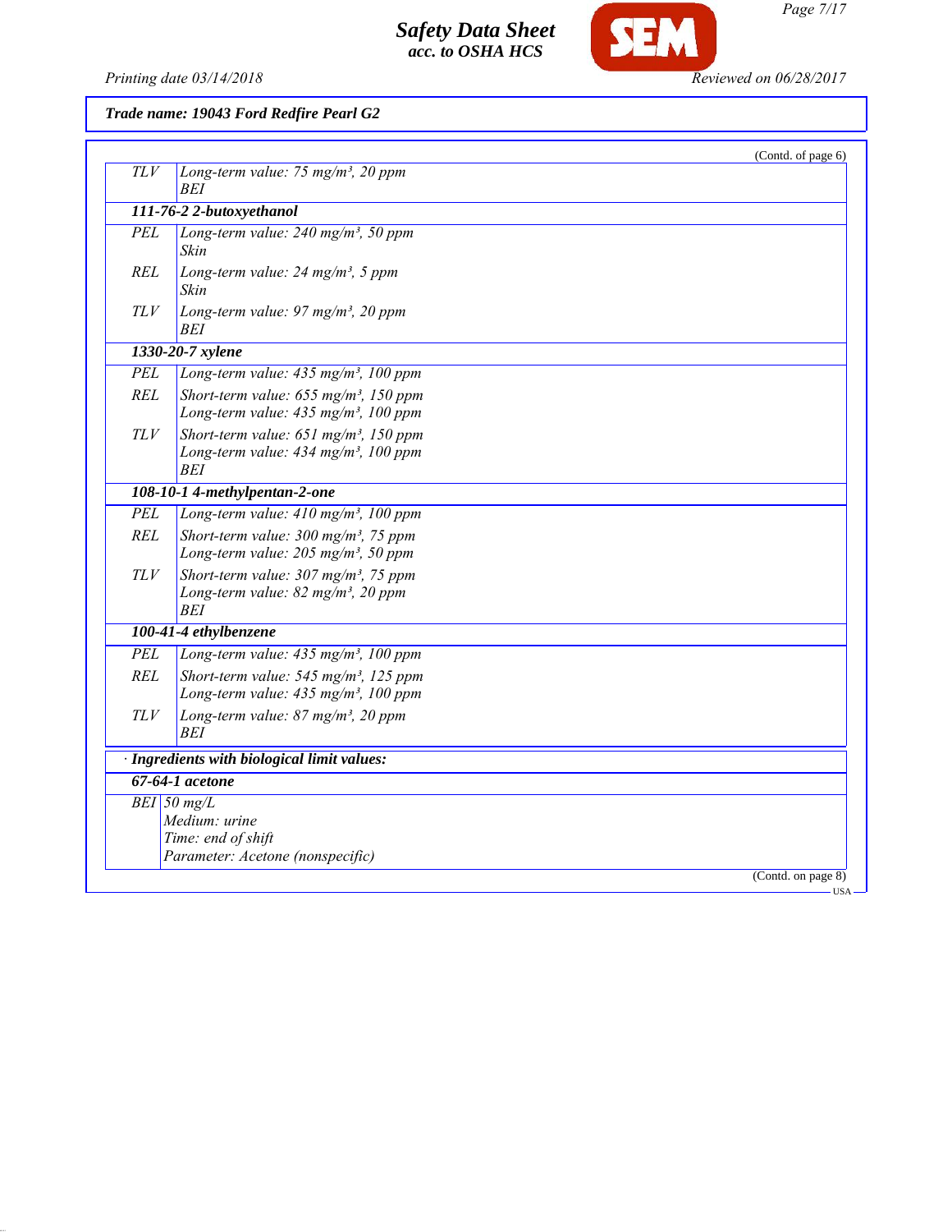Trade name: 19043 Ford Redfire Pearl G2

(Contd. of page 6)

| | |
|---|---|
| TLV | Long-term value: 75 mg/m³, 20 ppm<br>BEI |
| **111-76-2 2-butoxyethanol** | |
| PEL | Long-term value: 240 mg/m³, 50 ppm<br>Skin |
| REL | Long-term value: 24 mg/m³, 5 ppm<br>Skin |
| TLV | Long-term value: 97 mg/m³, 20 ppm<br>BEI |
| **1330-20-7 xylene** | |
| PEL | Long-term value: 435 mg/m³, 100 ppm |
| REL | Short-term value: 655 mg/m³, 150 ppm<br>Long-term value: 435 mg/m³, 100 ppm |
| TLV | Short-term value: 651 mg/m³, 150 ppm<br>Long-term value: 434 mg/m³, 100 ppm<br>BEI |
| **108-10-1 4-methylpentan-2-one** | |
| PEL | Long-term value: 410 mg/m³, 100 ppm |
| REL | Short-term value: 300 mg/m³, 75 ppm<br>Long-term value: 205 mg/m³, 50 ppm |
| TLV | Short-term value: 307 mg/m³, 75 ppm<br>Long-term value: 82 mg/m³, 20 ppm<br>BEI |
| **100-41-4 ethylbenzene** | |
| PEL | Long-term value: 435 mg/m³, 100 ppm |
| REL | Short-term value: 545 mg/m³, 125 ppm<br>Long-term value: 435 mg/m³, 100 ppm |
| TLV | Long-term value: 87 mg/m³, 20 ppm<br>BEI |

· **Ingredients with biological limit values:**

| | |
|---|---|
| **67-64-1 acetone** | |
| BEI | 50 mg/L<br>Medium: urine<br>Time: end of shift<br>Parameter: Acetone (nonspecific) |

(Contd. on page 8)

USA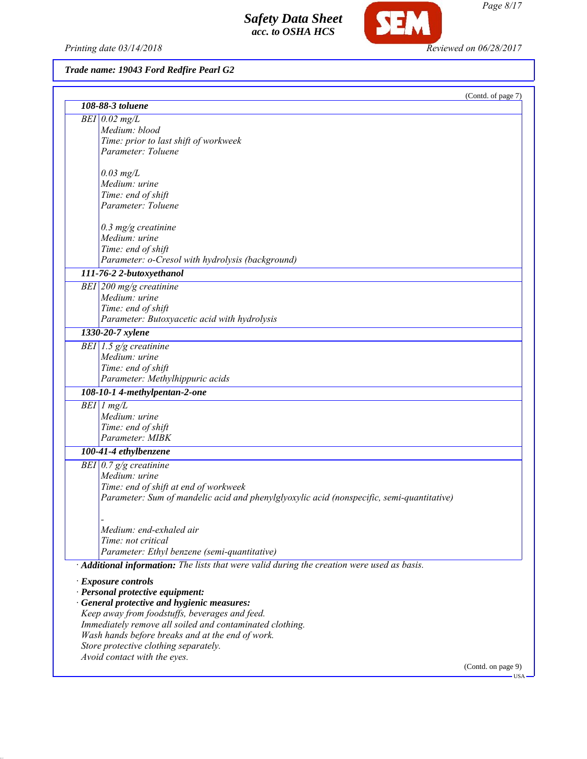**Trade name: 19043 Ford Redfire Pearl G2**

(Contd. of page 7)

| **108-88-3 toluene** | |
|---|---|
| BEI | 0.02 mg/L<br>Medium: blood<br>Time: prior to last shift of workweek<br>Parameter: Toluene<br><br>0.03 mg/L<br>Medium: urine<br>Time: end of shift<br>Parameter: Toluene<br><br>0.3 mg/g creatinine<br>Medium: urine<br>Time: end of shift<br>Parameter: o-Cresol with hydrolysis (background) |
| **111-76-2 2-butoxyethanol** | |
| BEI | 200 mg/g creatinine<br>Medium: urine<br>Time: end of shift<br>Parameter: Butoxyacetic acid with hydrolysis |
| **1330-20-7 xylene** | |
| BEI | 1.5 g/g creatinine<br>Medium: urine<br>Time: end of shift<br>Parameter: Methylhippuric acids |
| **108-10-1 4-methylpentan-2-one** | |
| BEI | 1 mg/L<br>Medium: urine<br>Time: end of shift<br>Parameter: MIBK |
| **100-41-4 ethylbenzene** | |
| BEI | 0.7 g/g creatinine<br>Medium: urine<br>Time: end of shift at end of workweek<br>Parameter: Sum of mandelic acid and phenylglyoxylic acid (nonspecific, semi-quantitative)<br><br>-<br>Medium: end-exhaled air<br>Time: not critical<br>Parameter: Ethyl benzene (semi-quantitative) |

· **Additional information:** The lists that were valid during the creation were used as basis.

· **Exposure controls**
· **Personal protective equipment:**
· **General protective and hygienic measures:**
Keep away from foodstuffs, beverages and feed.
Immediately remove all soiled and contaminated clothing.
Wash hands before breaks and at the end of work.
Store protective clothing separately.
Avoid contact with the eyes.

(Contd. on page 9)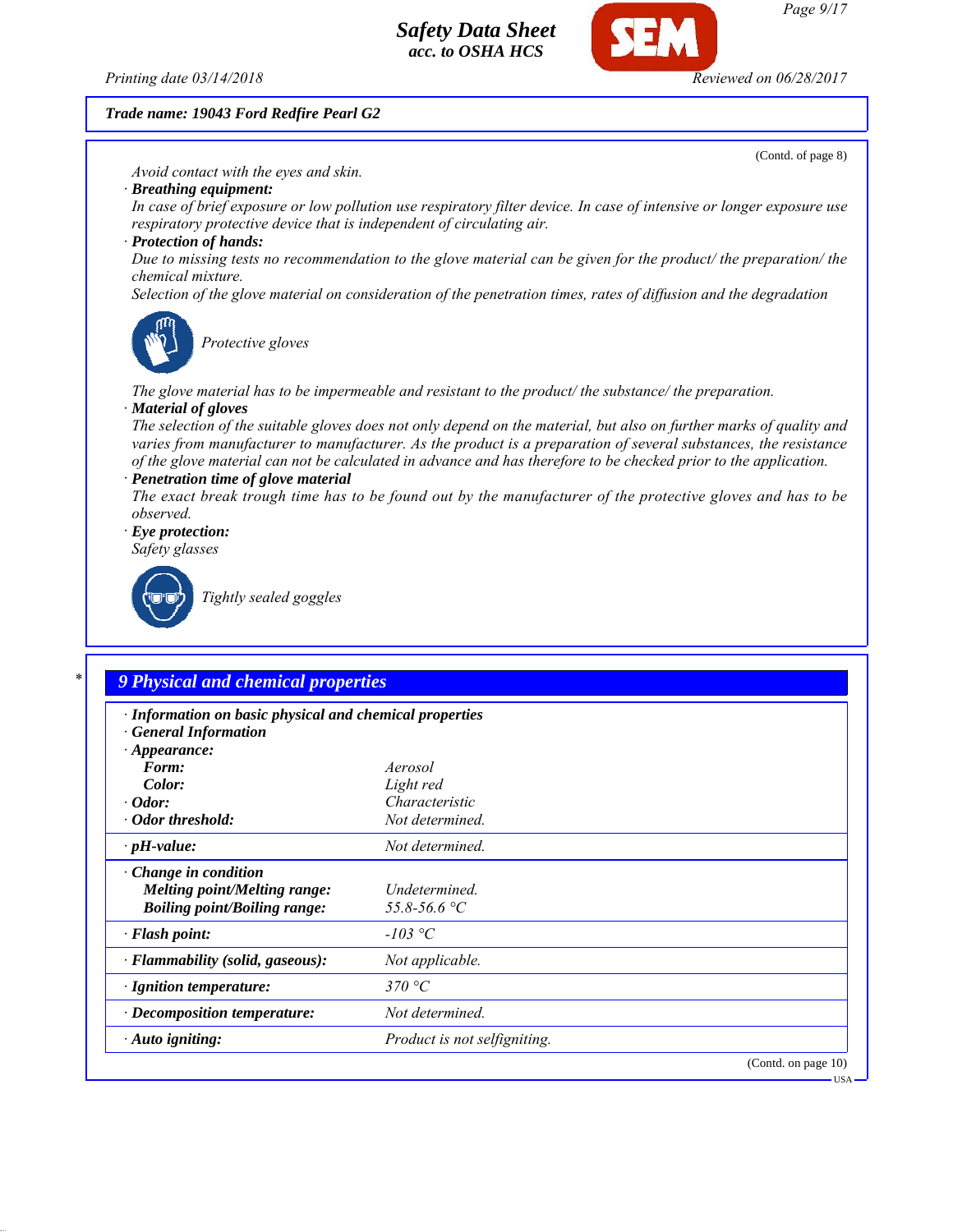**Trade name: 19043 Ford Redfire Pearl G2**

(Contd. of page 8)

Avoid contact with the eyes and skin.

· **Breathing equipment:**
In case of brief exposure or low pollution use respiratory filter device. In case of intensive or longer exposure use respiratory protective device that is independent of circulating air.

· **Protection of hands:**
Due to missing tests no recommendation to the glove material can be given for the product/ the preparation/ the chemical mixture.
Selection of the glove material on consideration of the penetration times, rates of diffusion and the degradation

Protective gloves

The glove material has to be impermeable and resistant to the product/ the substance/ the preparation.

· **Material of gloves**
The selection of the suitable gloves does not only depend on the material, but also on further marks of quality and varies from manufacturer to manufacturer. As the product is a preparation of several substances, the resistance of the glove material can not be calculated in advance and has therefore to be checked prior to the application.

· **Penetration time of glove material**
The exact break trough time has to be found out by the manufacturer of the protective gloves and has to be observed.

· **Eye protection:**
Safety glasses

Tightly sealed goggles

## 9 Physical and chemical properties

· **Information on basic physical and chemical properties**
· **General Information**
· **Appearance:**

| | |
|---|---|
| **Form:** | Aerosol |
| **Color:** | Light red |
| · **Odor:** | Characteristic |
| · **Odor threshold:** | Not determined. |
| · **pH-value:** | Not determined. |
| · **Change in condition** | |
| **Melting point/Melting range:** | Undetermined. |
| **Boiling point/Boiling range:** | 55.8-56.6 °C |
| · **Flash point:** | -103 °C |
| · **Flammability (solid, gaseous):** | Not applicable. |
| · **Ignition temperature:** | 370 °C |
| · **Decomposition temperature:** | Not determined. |
| · **Auto igniting:** | Product is not selfigniting. |

(Contd. on page 10)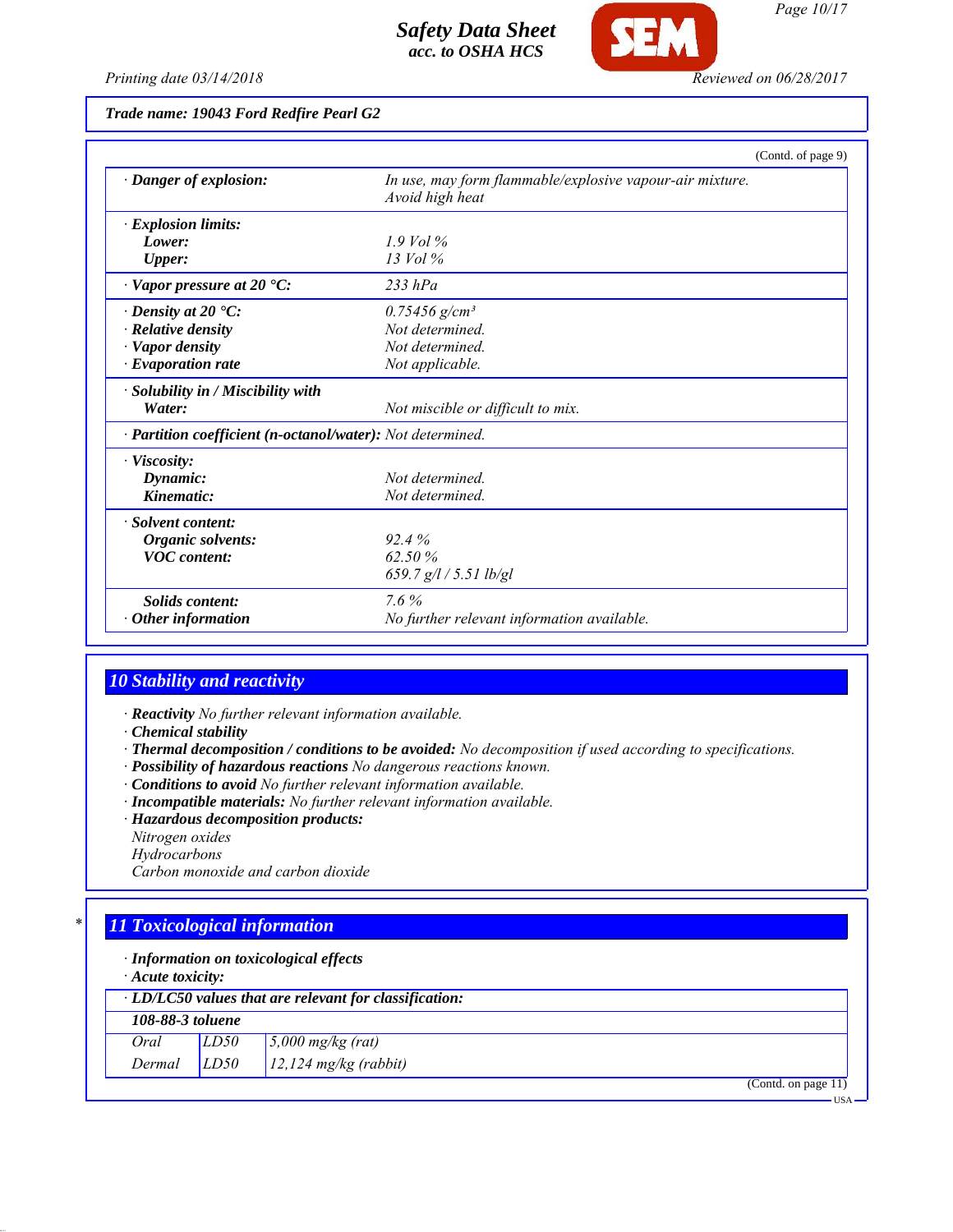Trade name: 19043 Ford Redfire Pearl G2

(Contd. of page 9)

| | |
|---|---|
| · **Danger of explosion:** | *In use, may form flammable/explosive vapour-air mixture. Avoid high heat* |
| · **Explosion limits:** | |
| **Lower:** | *1.9 Vol %* |
| **Upper:** | *13 Vol %* |
| · **Vapor pressure at 20 °C:** | *233 hPa* |
| · **Density at 20 °C:** | *0.75456 g/cm³* |
| · **Relative density** | *Not determined.* |
| · **Vapor density** | *Not determined.* |
| · **Evaporation rate** | *Not applicable.* |
| · **Solubility in / Miscibility with** | |
| **Water:** | *Not miscible or difficult to mix.* |
| · **Partition coefficient (n-octanol/water):** | *Not determined.* |
| · **Viscosity:** | |
| **Dynamic:** | *Not determined.* |
| **Kinematic:** | *Not determined.* |
| · **Solvent content:** | |
| **Organic solvents:** | *92.4 %* |
| **VOC content:** | *62.50 %* |
| | *659.7 g/l / 5.51 lb/gl* |
| **Solids content:** | *7.6 %* |
| · **Other information** | *No further relevant information available.* |

## 10 Stability and reactivity

· **Reactivity** *No further relevant information available.*
· **Chemical stability**
· **Thermal decomposition / conditions to be avoided:** *No decomposition if used according to specifications.*
· **Possibility of hazardous reactions** *No dangerous reactions known.*
· **Conditions to avoid** *No further relevant information available.*
· **Incompatible materials:** *No further relevant information available.*
· **Hazardous decomposition products:**
*Nitrogen oxides*
*Hydrocarbons*
*Carbon monoxide and carbon dioxide*

## 11 Toxicological information

· **Information on toxicological effects**
· **Acute toxicity:**

| · **LD/LC50 values that are relevant for classification:** | | |
|---|---|---|
| **108-88-3 toluene** | | |
| *Oral* | *LD50* | *5,000 mg/kg (rat)* |
| *Dermal* | *LD50* | *12,124 mg/kg (rabbit)* |

(Contd. on page 11)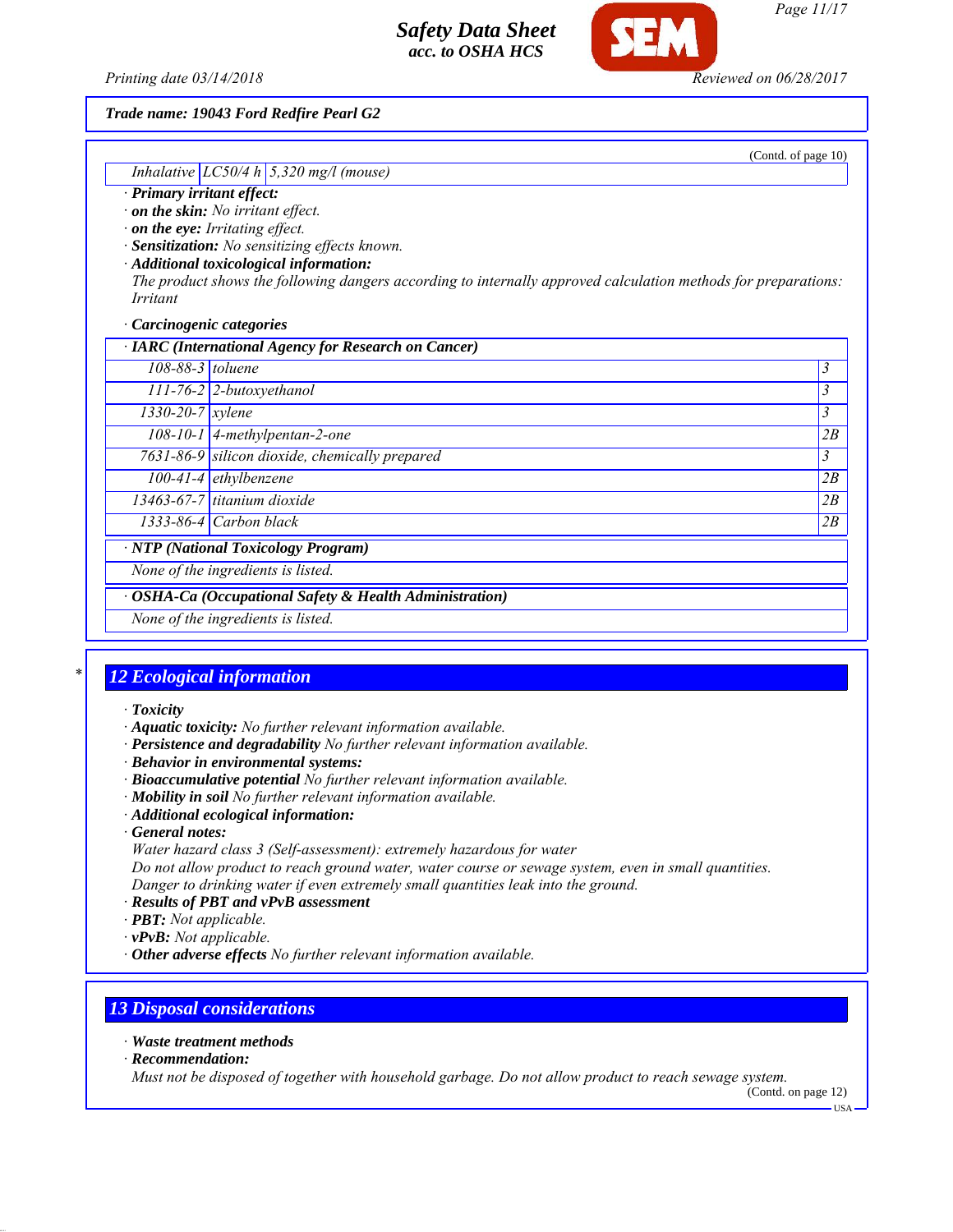**Trade name: 19043 Ford Redfire Pearl G2**

(Contd. of page 10)

| Inhalative | LC50/4 h | 5,320 mg/l (mouse) |
|---|---|---|

· **Primary irritant effect:**
· **on the skin:** No irritant effect.
· **on the eye:** Irritating effect.
· **Sensitization:** No sensitizing effects known.
· **Additional toxicological information:**
The product shows the following dangers according to internally approved calculation methods for preparations:
Irritant

· **Carcinogenic categories**

| · IARC (International Agency for Research on Cancer) | | |
|---|---|---|
| 108-88-3 | toluene | 3 |
| 111-76-2 | 2-butoxyethanol | 3 |
| 1330-20-7 | xylene | 3 |
| 108-10-1 | 4-methylpentan-2-one | 2B |
| 7631-86-9 | silicon dioxide, chemically prepared | 3 |
| 100-41-4 | ethylbenzene | 2B |
| 13463-67-7 | titanium dioxide | 2B |
| 1333-86-4 | Carbon black | 2B |

· **NTP (National Toxicology Program)**

None of the ingredients is listed.

· **OSHA-Ca (Occupational Safety & Health Administration)**

None of the ingredients is listed.

## 12 Ecological information

· **Toxicity**
· **Aquatic toxicity:** No further relevant information available.
· **Persistence and degradability** No further relevant information available.
· **Behavior in environmental systems:**
· **Bioaccumulative potential** No further relevant information available.
· **Mobility in soil** No further relevant information available.
· **Additional ecological information:**
· **General notes:**
Water hazard class 3 (Self-assessment): extremely hazardous for water
Do not allow product to reach ground water, water course or sewage system, even in small quantities.
Danger to drinking water if even extremely small quantities leak into the ground.
· **Results of PBT and vPvB assessment**
· **PBT:** Not applicable.
· **vPvB:** Not applicable.
· **Other adverse effects** No further relevant information available.

## 13 Disposal considerations

· **Waste treatment methods**
· **Recommendation:**
Must not be disposed of together with household garbage. Do not allow product to reach sewage system.

(Contd. on page 12)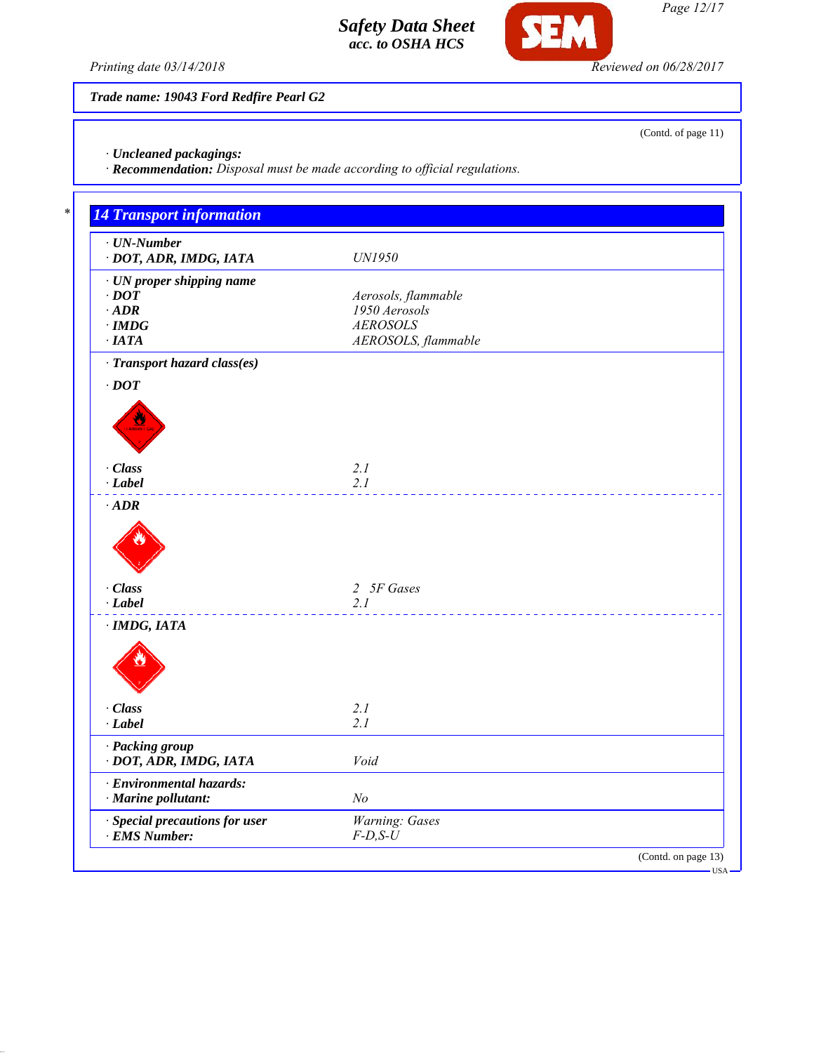**Trade name: 19043 Ford Redfire Pearl G2**

(Contd. of page 11)

· **Uncleaned packagings:**
· **Recommendation:** Disposal must be made according to official regulations.

## 14 Transport information

| | |
|---|---|
| · **UN-Number** | |
| · **DOT, ADR, IMDG, IATA** | UN1950 |
| · **UN proper shipping name** | |
| · **DOT** | Aerosols, flammable |
| · **ADR** | 1950 Aerosols |
| · **IMDG** | AEROSOLS |
| · **IATA** | AEROSOLS, flammable |

· **Transport hazard class(es)**

· **DOT**

| | |
|---|---|
| · **Class** | 2.1 |
| · **Label** | 2.1 |

· **ADR**

| | |
|---|---|
| · **Class** | 2 5F Gases |
| · **Label** | 2.1 |

· **IMDG, IATA**

| | |
|---|---|
| · **Class** | 2.1 |
| · **Label** | 2.1 |

| | |
|---|---|
| · **Packing group** | |
| · **DOT, ADR, IMDG, IATA** | Void |
| · **Environmental hazards:** | |
| · **Marine pollutant:** | No |
| · **Special precautions for user** | Warning: Gases |
| · **EMS Number:** | F-D,S-U |

(Contd. on page 13)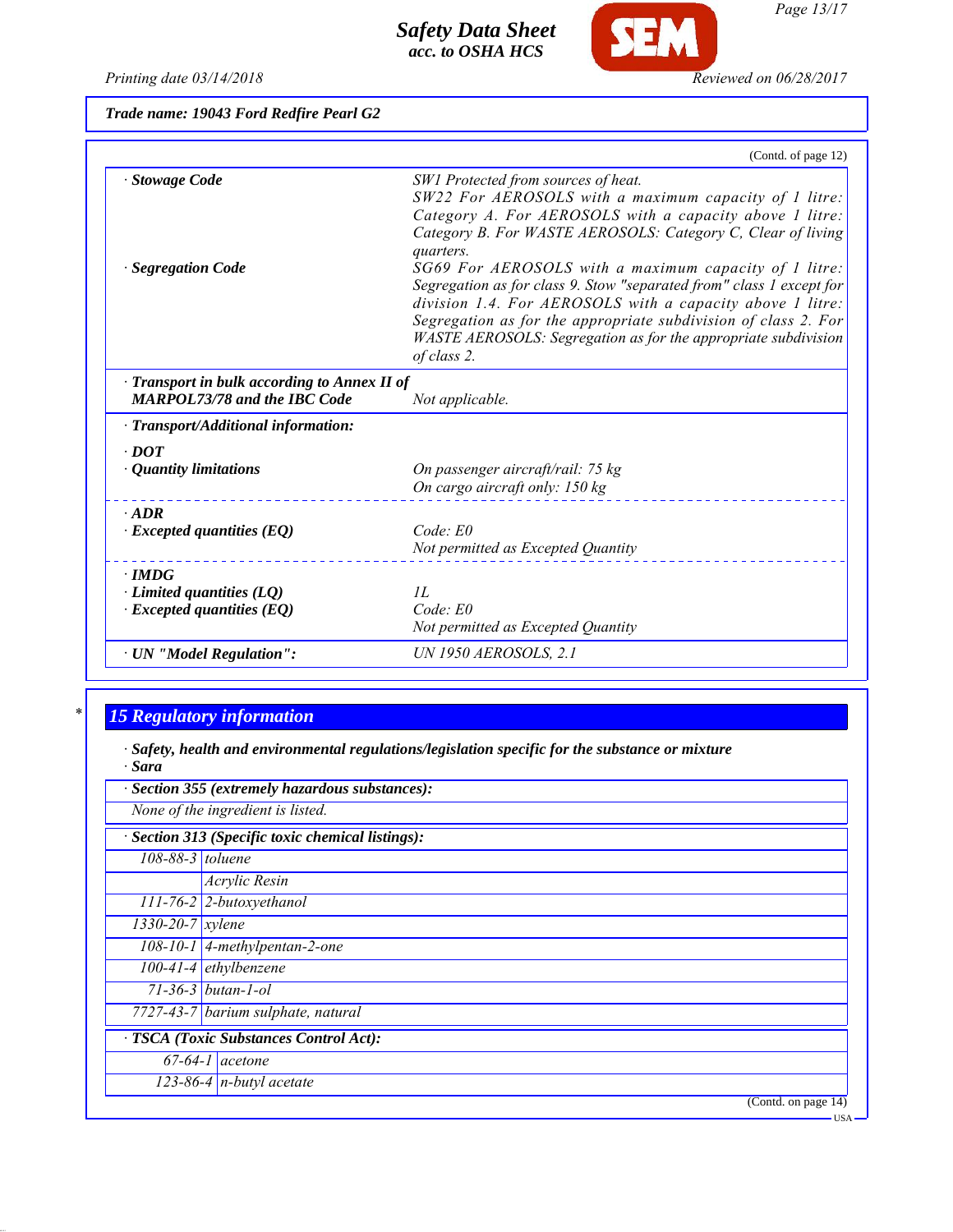**Trade name: 19043 Ford Redfire Pearl G2**

(Contd. of page 12)

| | |
|---|---|
| · **Stowage Code** | SW1 Protected from sources of heat. SW22 For AEROSOLS with a maximum capacity of 1 litre: Category A. For AEROSOLS with a capacity above 1 litre: Category B. For WASTE AEROSOLS: Category C, Clear of living quarters. |
| · **Segregation Code** | SG69 For AEROSOLS with a maximum capacity of 1 litre: Segregation as for class 9. Stow "separated from" class 1 except for division 1.4. For AEROSOLS with a capacity above 1 litre: Segregation as for the appropriate subdivision of class 2. For WASTE AEROSOLS: Segregation as for the appropriate subdivision of class 2. |
| · **Transport in bulk according to Annex II of MARPOL73/78 and the IBC Code** | Not applicable. |
| · **Transport/Additional information:** | |
| · **DOT** | |
| · **Quantity limitations** | On passenger aircraft/rail: 75 kg<br>On cargo aircraft only: 150 kg |
| · **ADR** | |
| · **Excepted quantities (EQ)** | Code: E0<br>Not permitted as Excepted Quantity |
| · **IMDG** | |
| · **Limited quantities (LQ)** | 1L |
| · **Excepted quantities (EQ)** | Code: E0<br>Not permitted as Excepted Quantity |
| · **UN "Model Regulation":** | UN 1950 AEROSOLS, 2.1 |

## 15 Regulatory information

· **Safety, health and environmental regulations/legislation specific for the substance or mixture**
· **Sara**

· **Section 355 (extremely hazardous substances):**

None of the ingredient is listed.

· **Section 313 (Specific toxic chemical listings):**

| | |
|---|---|
| 108-88-3 | toluene |
| | Acrylic Resin |
| 111-76-2 | 2-butoxyethanol |
| 1330-20-7 | xylene |
| 108-10-1 | 4-methylpentan-2-one |
| 100-41-4 | ethylbenzene |
| 71-36-3 | butan-1-ol |
| 7727-43-7 | barium sulphate, natural |

· **TSCA (Toxic Substances Control Act):**

| | |
|---|---|
| 67-64-1 | acetone |
| 123-86-4 | n-butyl acetate |

(Contd. on page 14)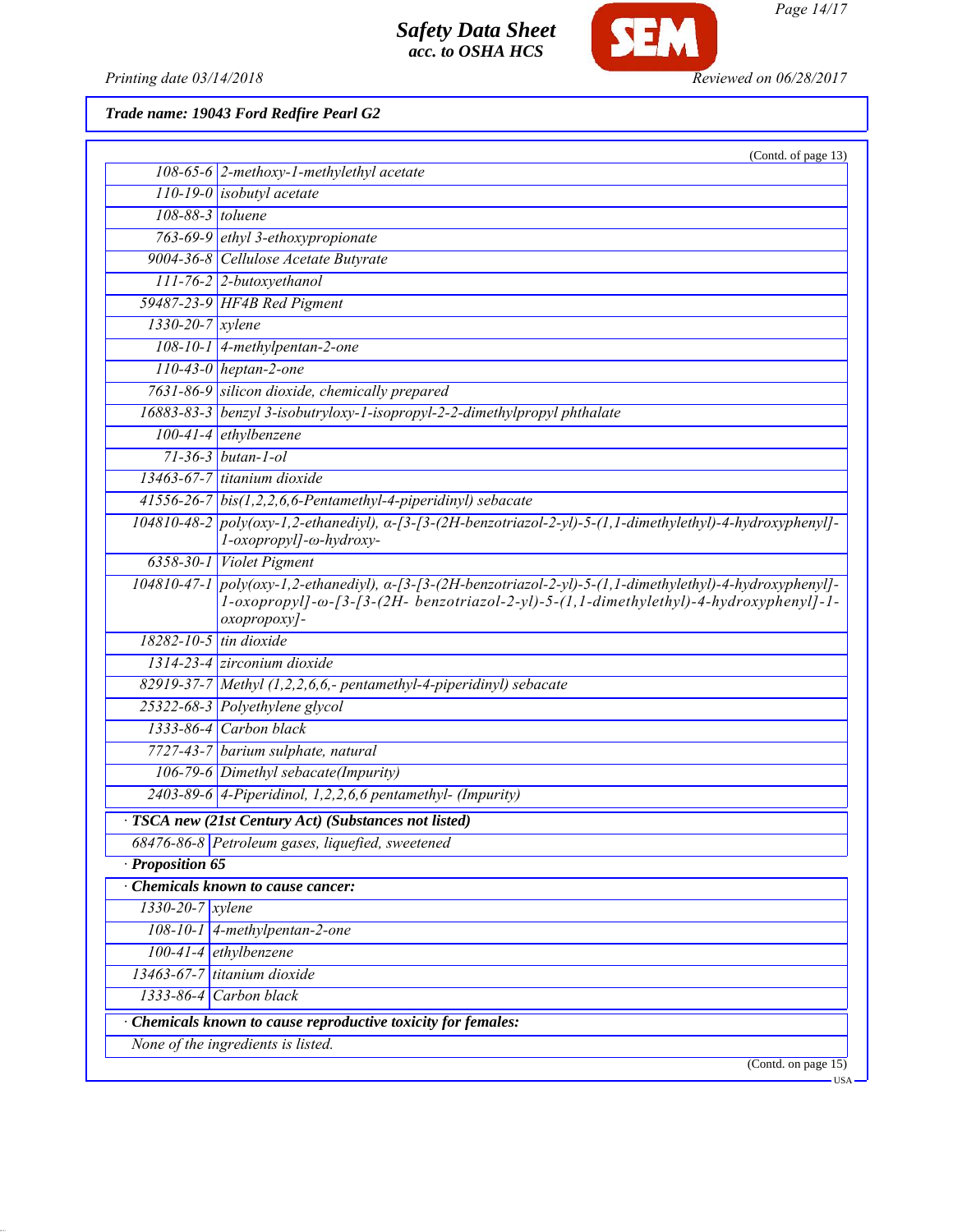**Trade name: 19043 Ford Redfire Pearl G2**

(Contd. of page 13)

| | |
|---|---|
| 108-65-6 | 2-methoxy-1-methylethyl acetate |
| 110-19-0 | isobutyl acetate |
| 108-88-3 | toluene |
| 763-69-9 | ethyl 3-ethoxypropionate |
| 9004-36-8 | Cellulose Acetate Butyrate |
| 111-76-2 | 2-butoxyethanol |
| 59487-23-9 | HF4B Red Pigment |
| 1330-20-7 | xylene |
| 108-10-1 | 4-methylpentan-2-one |
| 110-43-0 | heptan-2-one |
| 7631-86-9 | silicon dioxide, chemically prepared |
| 16883-83-3 | benzyl 3-isobutryloxy-1-isopropyl-2-2-dimethylpropyl phthalate |
| 100-41-4 | ethylbenzene |
| 71-36-3 | butan-1-ol |
| 13463-67-7 | titanium dioxide |
| 41556-26-7 | bis(1,2,2,6,6-Pentamethyl-4-piperidinyl) sebacate |
| 104810-48-2 | poly(oxy-1,2-ethanediyl), α-[3-[3-(2H-benzotriazol-2-yl)-5-(1,1-dimethylethyl)-4-hydroxyphenyl]-1-oxopropyl]-ω-hydroxy- |
| 6358-30-1 | Violet Pigment |
| 104810-47-1 | poly(oxy-1,2-ethanediyl), α-[3-[3-(2H-benzotriazol-2-yl)-5-(1,1-dimethylethyl)-4-hydroxyphenyl]-1-oxopropyl]-ω-[3-[3-(2H- benzotriazol-2-yl)-5-(1,1-dimethylethyl)-4-hydroxyphenyl]-1-oxopropoxy]- |
| 18282-10-5 | tin dioxide |
| 1314-23-4 | zirconium dioxide |
| 82919-37-7 | Methyl (1,2,2,6,6,- pentamethyl-4-piperidinyl) sebacate |
| 25322-68-3 | Polyethylene glycol |
| 1333-86-4 | Carbon black |
| 7727-43-7 | barium sulphate, natural |
| 106-79-6 | Dimethyl sebacate(Impurity) |
| 2403-89-6 | 4-Piperidinol, 1,2,2,6,6 pentamethyl- (Impurity) |

· **TSCA new (21st Century Act) (Substances not listed)**

| | |
|---|---|
| 68476-86-8 | Petroleum gases, liquefied, sweetened |

· **Proposition 65**

· **Chemicals known to cause cancer:**

| | |
|---|---|
| 1330-20-7 | xylene |
| 108-10-1 | 4-methylpentan-2-one |
| 100-41-4 | ethylbenzene |
| 13463-67-7 | titanium dioxide |
| 1333-86-4 | Carbon black |

· **Chemicals known to cause reproductive toxicity for females:**

None of the ingredients is listed.

(Contd. on page 15)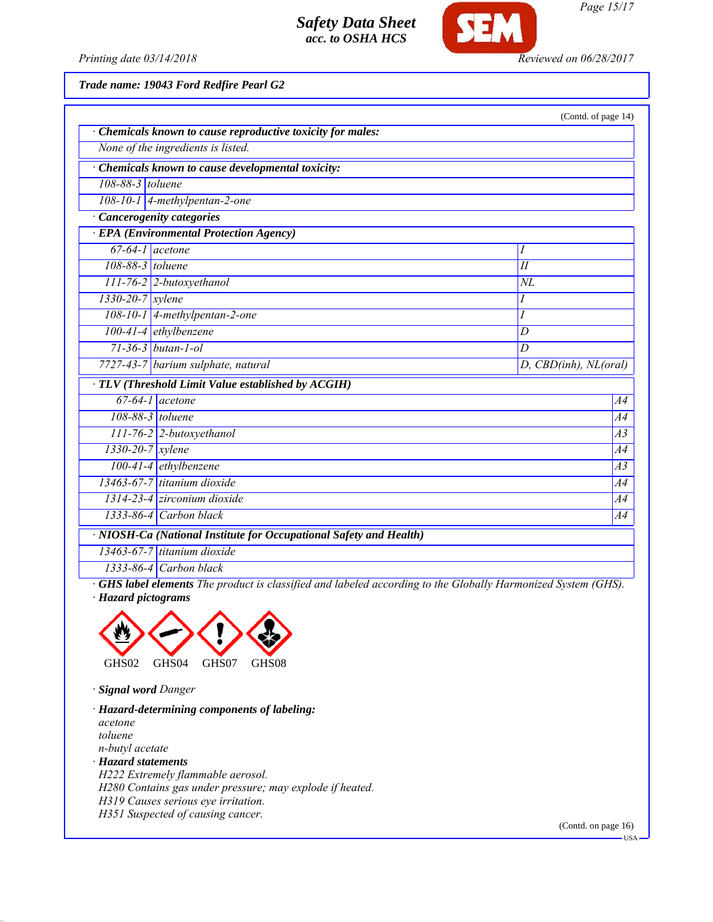*Trade name: 19043 Ford Redfire Pearl G2*

(Contd. of page 14)

**· Chemicals known to cause reproductive toxicity for males:**

*None of the ingredients is listed.*

**· Chemicals known to cause developmental toxicity:**

| | |
|---|---|
| 108-88-3 | toluene |
| 108-10-1 | 4-methylpentan-2-one |

**· Cancerogenity categories**

**· EPA (Environmental Protection Agency)**

| | | |
|---|---|---|
| 67-64-1 | acetone | I |
| 108-88-3 | toluene | II |
| 111-76-2 | 2-butoxyethanol | NL |
| 1330-20-7 | xylene | I |
| 108-10-1 | 4-methylpentan-2-one | I |
| 100-41-4 | ethylbenzene | D |
| 71-36-3 | butan-1-ol | D |
| 7727-43-7 | barium sulphate, natural | D, CBD(inh), NL(oral) |

**· TLV (Threshold Limit Value established by ACGIH)**

| | | |
|---|---|---|
| 67-64-1 | acetone | A4 |
| 108-88-3 | toluene | A4 |
| 111-76-2 | 2-butoxyethanol | A3 |
| 1330-20-7 | xylene | A4 |
| 100-41-4 | ethylbenzene | A3 |
| 13463-67-7 | titanium dioxide | A4 |
| 1314-23-4 | zirconium dioxide | A4 |
| 1333-86-4 | Carbon black | A4 |

**· NIOSH-Ca (National Institute for Occupational Safety and Health)**

| | |
|---|---|
| 13463-67-7 | titanium dioxide |
| 1333-86-4 | Carbon black |

**· GHS label elements** *The product is classified and labeled according to the Globally Harmonized System (GHS).*

**· Hazard pictograms**

GHS02 GHS04 GHS07 GHS08

**· Signal word** *Danger*

**· Hazard-determining components of labeling:**

*acetone*
*toluene*
*n-butyl acetate*

**· Hazard statements**

*H222 Extremely flammable aerosol.*
*H280 Contains gas under pressure; may explode if heated.*
*H319 Causes serious eye irritation.*
*H351 Suspected of causing cancer.*

(Contd. on page 16)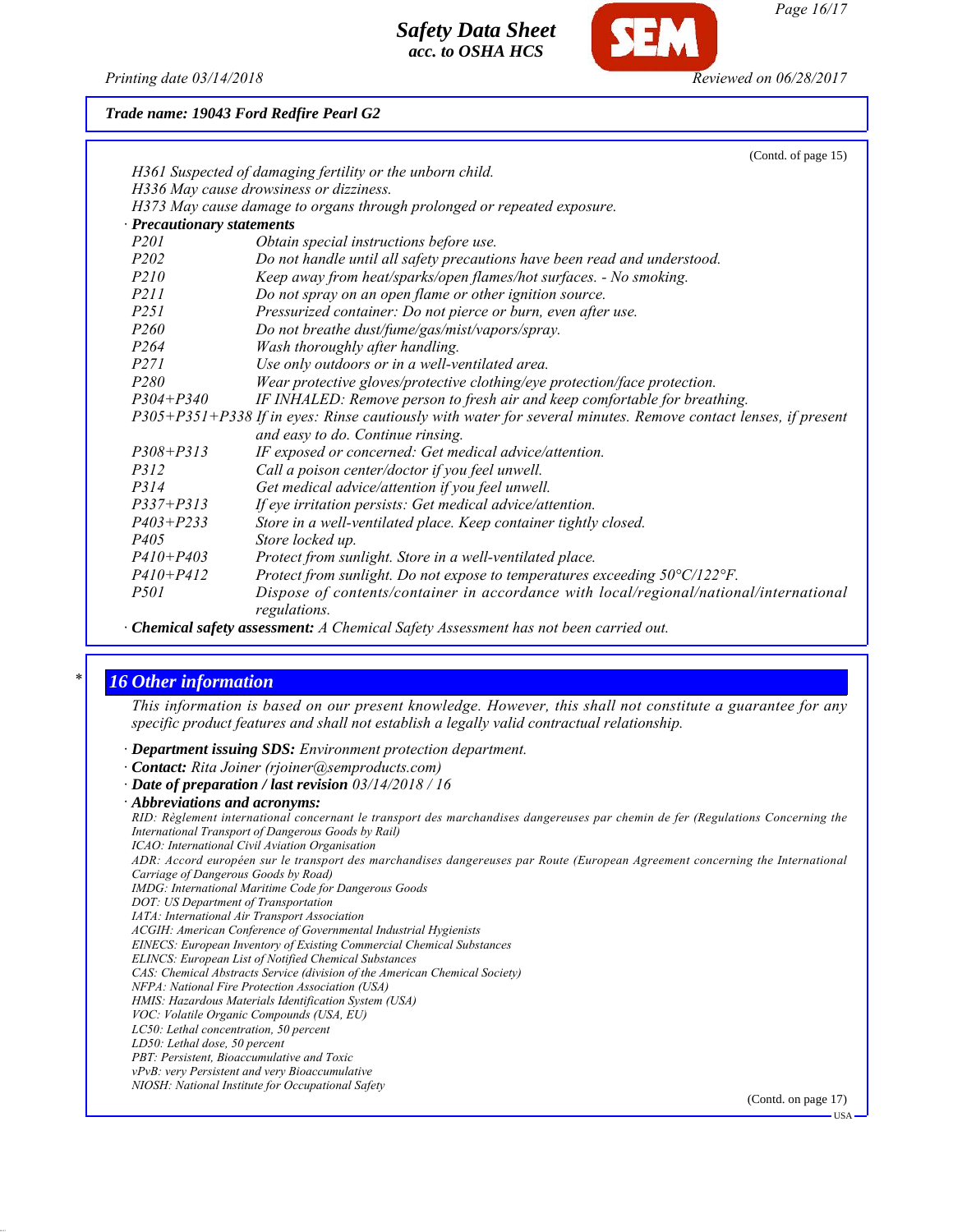**Trade name: 19043 Ford Redfire Pearl G2**

(Contd. of page 15)

*H361 Suspected of damaging fertility or the unborn child.*
*H336 May cause drowsiness or dizziness.*
*H373 May cause damage to organs through prolonged or repeated exposure.*

· **Precautionary statements**

| | |
|---|---|
| P201 | Obtain special instructions before use. |
| P202 | Do not handle until all safety precautions have been read and understood. |
| P210 | Keep away from heat/sparks/open flames/hot surfaces. - No smoking. |
| P211 | Do not spray on an open flame or other ignition source. |
| P251 | Pressurized container: Do not pierce or burn, even after use. |
| P260 | Do not breathe dust/fume/gas/mist/vapors/spray. |
| P264 | Wash thoroughly after handling. |
| P271 | Use only outdoors or in a well-ventilated area. |
| P280 | Wear protective gloves/protective clothing/eye protection/face protection. |
| P304+P340 | IF INHALED: Remove person to fresh air and keep comfortable for breathing. |
| P305+P351+P338 | If in eyes: Rinse cautiously with water for several minutes. Remove contact lenses, if present and easy to do. Continue rinsing. |
| P308+P313 | IF exposed or concerned: Get medical advice/attention. |
| P312 | Call a poison center/doctor if you feel unwell. |
| P314 | Get medical advice/attention if you feel unwell. |
| P337+P313 | If eye irritation persists: Get medical advice/attention. |
| P403+P233 | Store in a well-ventilated place. Keep container tightly closed. |
| P405 | Store locked up. |
| P410+P403 | Protect from sunlight. Store in a well-ventilated place. |
| P410+P412 | Protect from sunlight. Do not expose to temperatures exceeding 50°C/122°F. |
| P501 | Dispose of contents/container in accordance with local/regional/national/international regulations. |

· **Chemical safety assessment:** *A Chemical Safety Assessment has not been carried out.*

## 16 Other information

*This information is based on our present knowledge. However, this shall not constitute a guarantee for any specific product features and shall not establish a legally valid contractual relationship.*

· **Department issuing SDS:** *Environment protection department.*
· **Contact:** *Rita Joiner (rjoiner@semproducts.com)*
· **Date of preparation / last revision** *03/14/2018 / 16*
· **Abbreviations and acronyms:**

*RID: Règlement international concernant le transport des marchandises dangereuses par chemin de fer (Regulations Concerning the International Transport of Dangerous Goods by Rail)*
*ICAO: International Civil Aviation Organisation*
*ADR: Accord européen sur le transport des marchandises dangereuses par Route (European Agreement concerning the International Carriage of Dangerous Goods by Road)*
*IMDG: International Maritime Code for Dangerous Goods*
*DOT: US Department of Transportation*
*IATA: International Air Transport Association*
*ACGIH: American Conference of Governmental Industrial Hygienists*
*EINECS: European Inventory of Existing Commercial Chemical Substances*
*ELINCS: European List of Notified Chemical Substances*
*CAS: Chemical Abstracts Service (division of the American Chemical Society)*
*NFPA: National Fire Protection Association (USA)*
*HMIS: Hazardous Materials Identification System (USA)*
*VOC: Volatile Organic Compounds (USA, EU)*
*LC50: Lethal concentration, 50 percent*
*LD50: Lethal dose, 50 percent*
*PBT: Persistent, Bioaccumulative and Toxic*
*vPvB: very Persistent and very Bioaccumulative*
*NIOSH: National Institute for Occupational Safety*

(Contd. on page 17)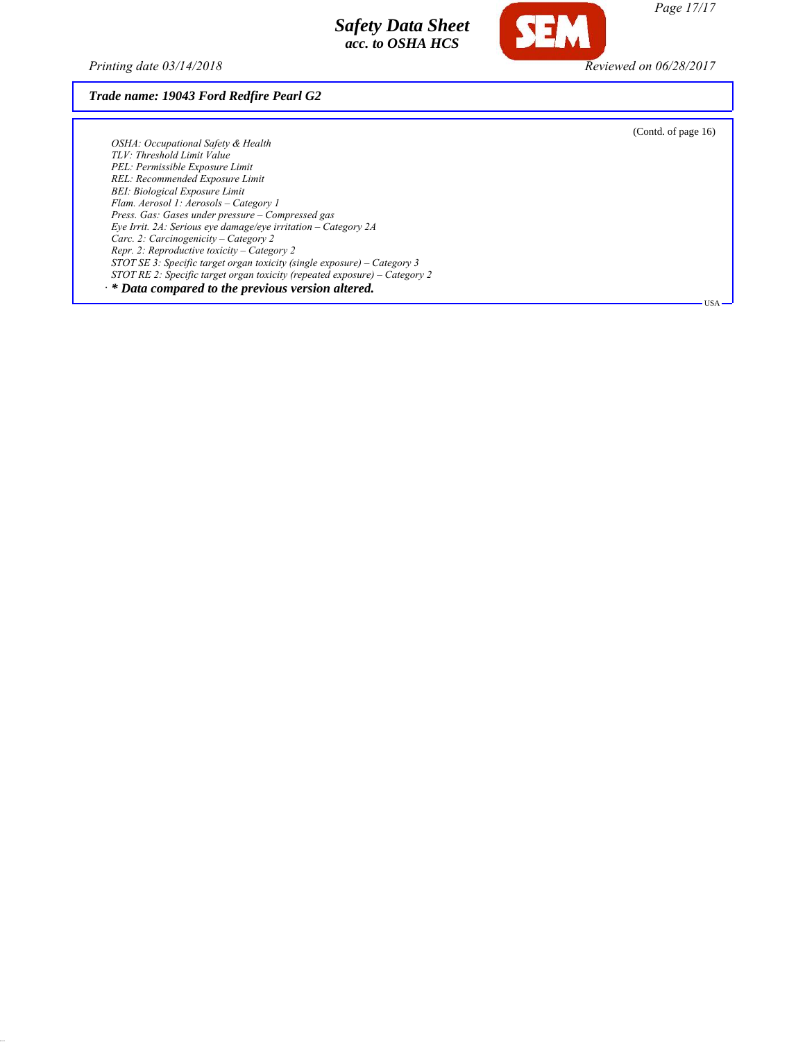**Trade name: 19043 Ford Redfire Pearl G2**

(Contd. of page 16)

*OSHA: Occupational Safety & Health*
*TLV: Threshold Limit Value*
*PEL: Permissible Exposure Limit*
*REL: Recommended Exposure Limit*
*BEI: Biological Exposure Limit*
*Flam. Aerosol 1: Aerosols – Category 1*
*Press. Gas: Gases under pressure – Compressed gas*
*Eye Irrit. 2A: Serious eye damage/eye irritation – Category 2A*
*Carc. 2: Carcinogenicity – Category 2*
*Repr. 2: Reproductive toxicity – Category 2*
*STOT SE 3: Specific target organ toxicity (single exposure) – Category 3*
*STOT RE 2: Specific target organ toxicity (repeated exposure) – Category 2*

· ***\* Data compared to the previous version altered.***

USA